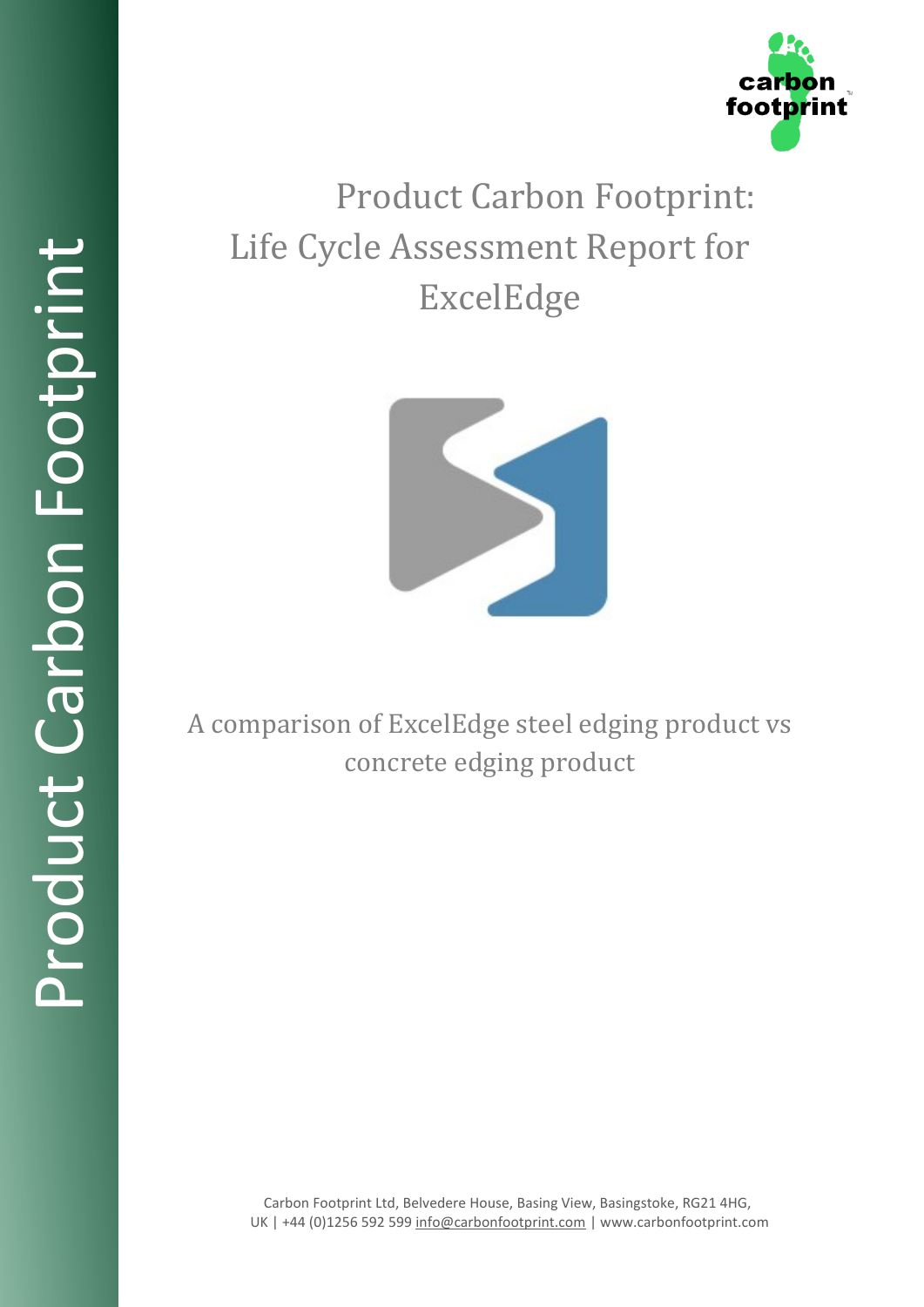Product Carbon Footprint

carbon footprint

# Product Carbon Footprint: Life Cycle Assessment Report for ExcelEdge

A comparison of ExcelEdge steel edging product vs concrete edging product

Carbon Footprint Ltd, Belvedere House, Basing View, Basingstoke, RG21 4HG, UK | +44 (0)1256 592 599 info@carbonfootprint.com | www.carbonfootprint.com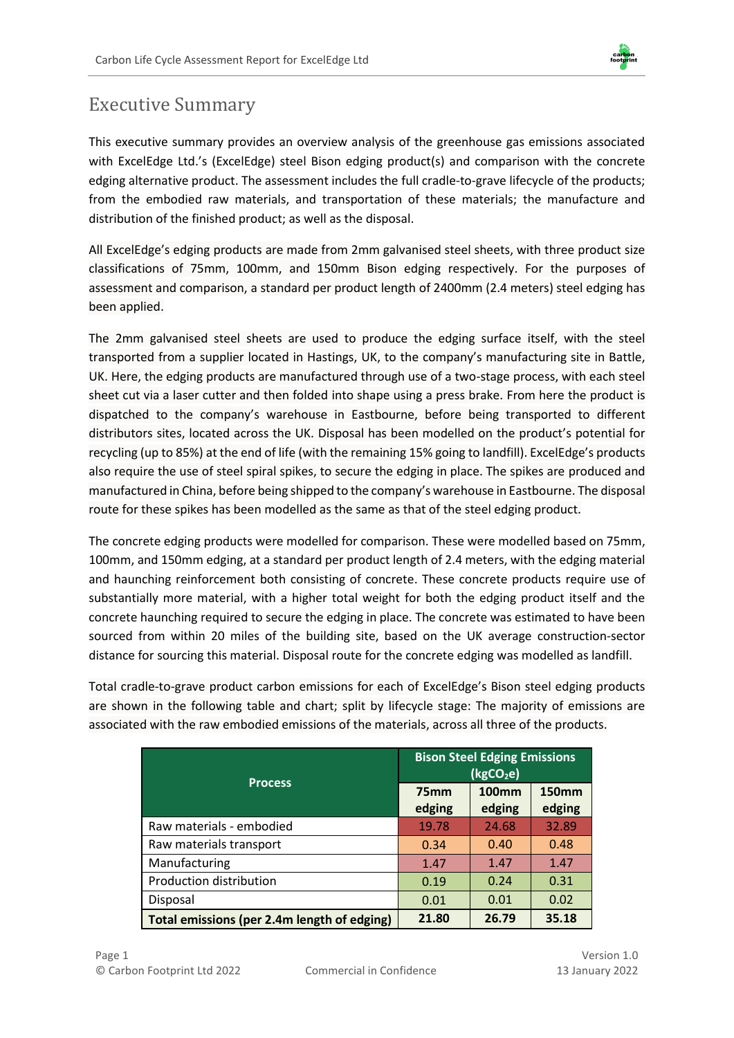# Executive Summary

This executive summary provides an overview analysis of the greenhouse gas emissions associated with ExcelEdge Ltd.'s (ExcelEdge) steel Bison edging product(s) and comparison with the concrete edging alternative product. The assessment includes the full cradle-to-grave lifecycle of the products; from the embodied raw materials, and transportation of these materials; the manufacture and distribution of the finished product; as well as the disposal.

All ExcelEdge's edging products are made from 2mm galvanised steel sheets, with three product size classifications of 75mm, 100mm, and 150mm Bison edging respectively. For the purposes of assessment and comparison, a standard per product length of 2400mm (2.4 meters) steel edging has been applied.

The 2mm galvanised steel sheets are used to produce the edging surface itself, with the steel transported from a supplier located in Hastings, UK, to the company's manufacturing site in Battle, UK. Here, the edging products are manufactured through use of a two-stage process, with each steel sheet cut via a laser cutter and then folded into shape using a press brake. From here the product is dispatched to the company's warehouse in Eastbourne, before being transported to different distributors sites, located across the UK. Disposal has been modelled on the product's potential for recycling (up to 85%) at the end of life (with the remaining 15% going to landfill). ExcelEdge's products also require the use of steel spiral spikes, to secure the edging in place. The spikes are produced and manufactured in China, before being shipped to the company's warehouse in Eastbourne. The disposal route for these spikes has been modelled as the same as that of the steel edging product.

The concrete edging products were modelled for comparison. These were modelled based on 75mm, 100mm, and 150mm edging, at a standard per product length of 2.4 meters, with the edging material and haunching reinforcement both consisting of concrete. These concrete products require use of substantially more material, with a higher total weight for both the edging product itself and the concrete haunching required to secure the edging in place. The concrete was estimated to have been sourced from within 20 miles of the building site, based on the UK average construction-sector distance for sourcing this material. Disposal route for the concrete edging was modelled as landfill.

Total cradle-to-grave product carbon emissions for each of ExcelEdge's Bison steel edging products are shown in the following table and chart; split by lifecycle stage: The majority of emissions are associated with the raw embodied emissions of the materials, across all three of the products.

| Process | Bison Steel Edging Emissions ($kgCO_2e$) | | |
|---|---|---|---|
| | 75mm edging | 100mm edging | 150mm edging |
| Raw materials - embodied | 19.78 | 24.68 | 32.89 |
| Raw materials transport | 0.34 | 0.40 | 0.48 |
| Manufacturing | 1.47 | 1.47 | 1.47 |
| Production distribution | 0.19 | 0.24 | 0.31 |
| Disposal | 0.01 | 0.01 | 0.02 |
| **Total emissions (per 2.4m length of edging)** | **21.80** | **26.79** | **35.18** |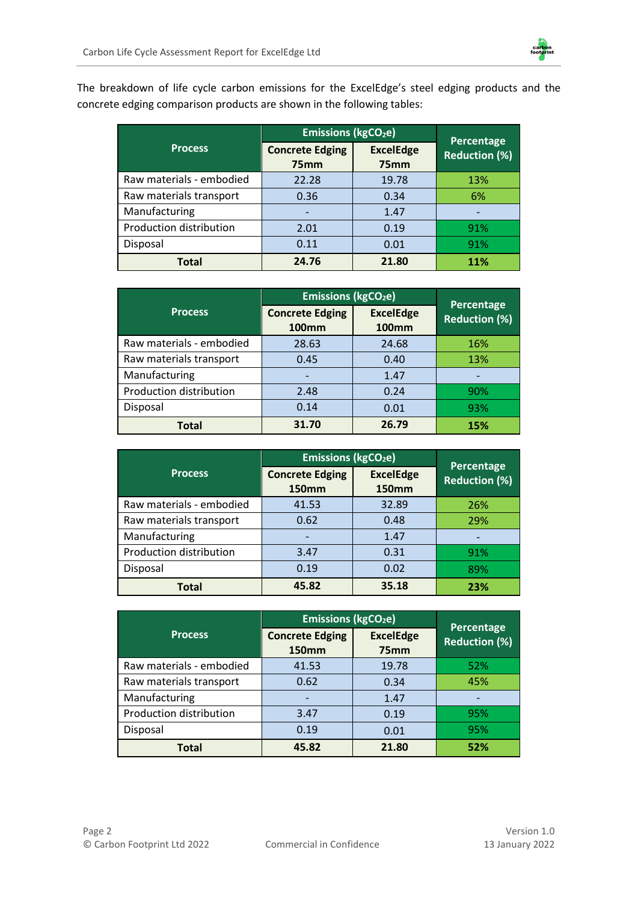The breakdown of life cycle carbon emissions for the ExcelEdge's steel edging products and the concrete edging comparison products are shown in the following tables:

| Process | Emissions ($kgCO_2e$) | | Percentage Reduction (%) |
|---|---|---|---|
| | Concrete Edging 75mm | ExcelEdge 75mm | |
| Raw materials - embodied | 22.28 | 19.78 | 13% |
| Raw materials transport | 0.36 | 0.34 | 6% |
| Manufacturing | - | 1.47 | - |
| Production distribution | 2.01 | 0.19 | 91% |
| Disposal | 0.11 | 0.01 | 91% |
| **Total** | **24.76** | **21.80** | **11%** |

| Process | Emissions ($kgCO_2e$) | | Percentage Reduction (%) |
|---|---|---|---|
| | Concrete Edging 100mm | ExcelEdge 100mm | |
| Raw materials - embodied | 28.63 | 24.68 | 16% |
| Raw materials transport | 0.45 | 0.40 | 13% |
| Manufacturing | - | 1.47 | - |
| Production distribution | 2.48 | 0.24 | 90% |
| Disposal | 0.14 | 0.01 | 93% |
| **Total** | **31.70** | **26.79** | **15%** |

| Process | Emissions ($kgCO_2e$) | | Percentage Reduction (%) |
|---|---|---|---|
| | Concrete Edging 150mm | ExcelEdge 150mm | |
| Raw materials - embodied | 41.53 | 32.89 | 26% |
| Raw materials transport | 0.62 | 0.48 | 29% |
| Manufacturing | - | 1.47 | - |
| Production distribution | 3.47 | 0.31 | 91% |
| Disposal | 0.19 | 0.02 | 89% |
| **Total** | **45.82** | **35.18** | **23%** |

| Process | Emissions ($kgCO_2e$) | | Percentage Reduction (%) |
|---|---|---|---|
| | Concrete Edging 150mm | ExcelEdge 75mm | |
| Raw materials - embodied | 41.53 | 19.78 | 52% |
| Raw materials transport | 0.62 | 0.34 | 45% |
| Manufacturing | - | 1.47 | - |
| Production distribution | 3.47 | 0.19 | 95% |
| Disposal | 0.19 | 0.01 | 95% |
| **Total** | **45.82** | **21.80** | **52%** |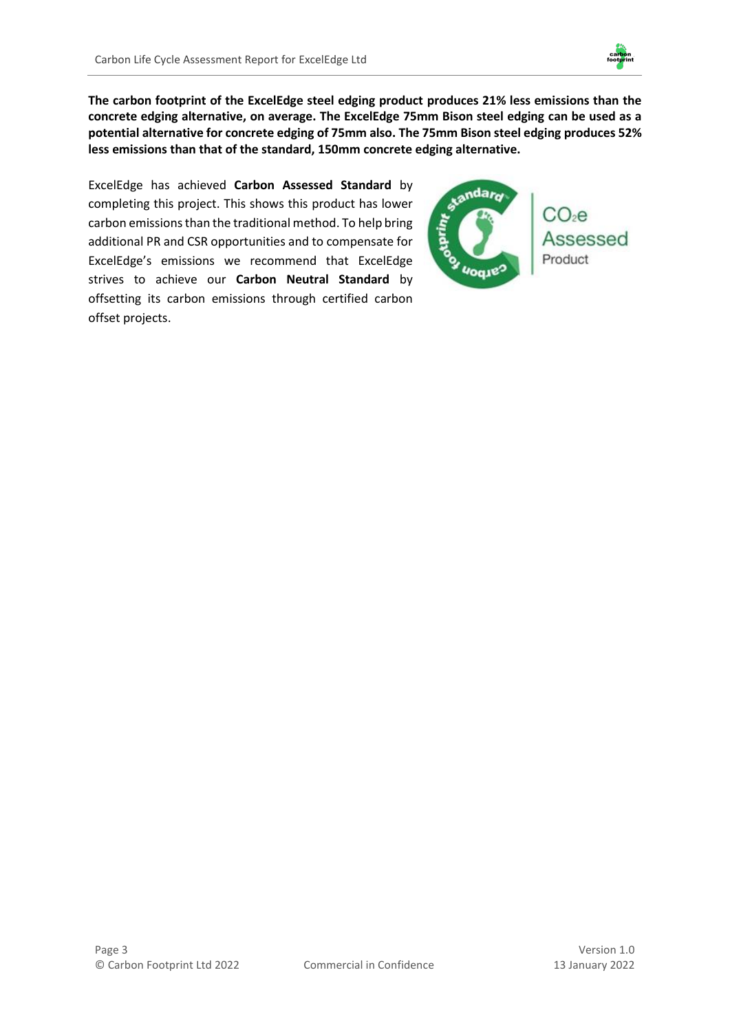**The carbon footprint of the ExcelEdge steel edging product produces 21% less emissions than the concrete edging alternative, on average. The ExcelEdge 75mm Bison steel edging can be used as a potential alternative for concrete edging of 75mm also. The 75mm Bison steel edging produces 52% less emissions than that of the standard, 150mm concrete edging alternative.**

ExcelEdge has achieved **Carbon Assessed Standard** by completing this project. This shows this product has lower carbon emissions than the traditional method. To help bring additional PR and CSR opportunities and to compensate for ExcelEdge's emissions we recommend that ExcelEdge strives to achieve our **Carbon Neutral Standard** by offsetting its carbon emissions through certified carbon offset projects.

$CO_2e$ Assessed Product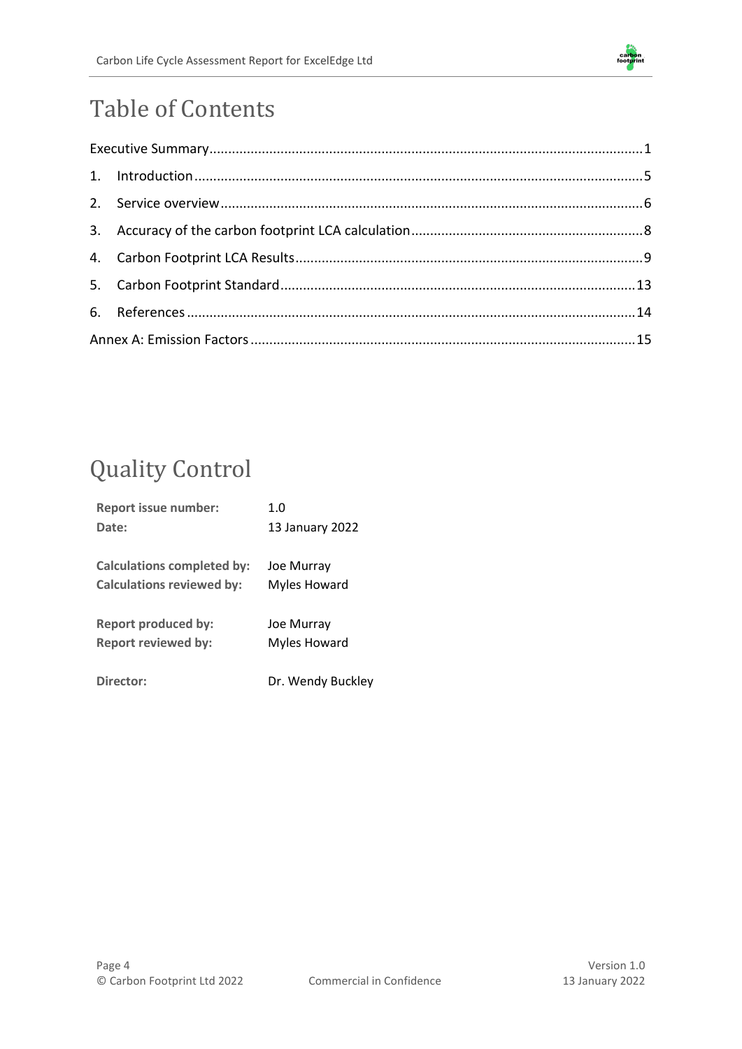# Table of Contents

| | |
|---|---|
| Executive Summary | 1 |
| 1. Introduction | 5 |
| 2. Service overview | 6 |
| 3. Accuracy of the carbon footprint LCA calculation | 8 |
| 4. Carbon Footprint LCA Results | 9 |
| 5. Carbon Footprint Standard | 13 |
| 6. References | 14 |
| Annex A: Emission Factors | 15 |

# Quality Control

| | |
|---|---|
| **Report issue number:** | 1.0 |
| **Date:** | 13 January 2022 |
| **Calculations completed by:** | Joe Murray |
| **Calculations reviewed by:** | Myles Howard |
| **Report produced by:** | Joe Murray |
| **Report reviewed by:** | Myles Howard |
| **Director:** | Dr. Wendy Buckley |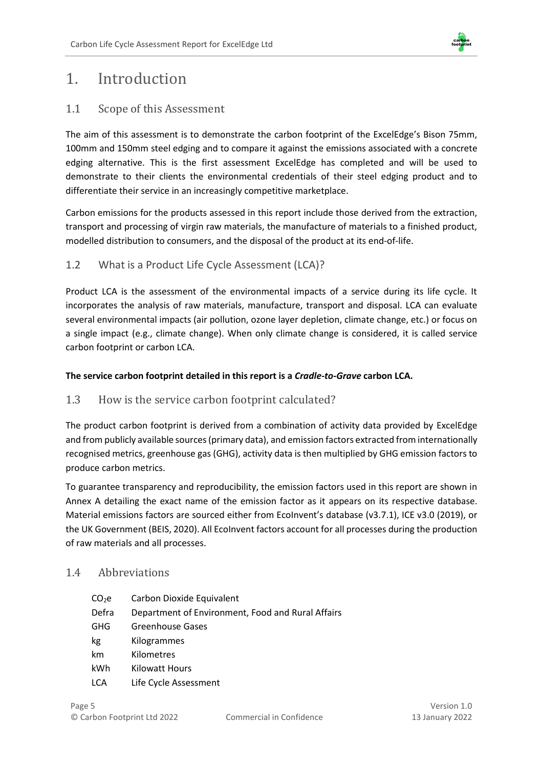# 1. Introduction

## 1.1 Scope of this Assessment

The aim of this assessment is to demonstrate the carbon footprint of the ExcelEdge's Bison 75mm, 100mm and 150mm steel edging and to compare it against the emissions associated with a concrete edging alternative. This is the first assessment ExcelEdge has completed and will be used to demonstrate to their clients the environmental credentials of their steel edging product and to differentiate their service in an increasingly competitive marketplace.

Carbon emissions for the products assessed in this report include those derived from the extraction, transport and processing of virgin raw materials, the manufacture of materials to a finished product, modelled distribution to consumers, and the disposal of the product at its end-of-life.

## 1.2 What is a Product Life Cycle Assessment (LCA)?

Product LCA is the assessment of the environmental impacts of a service during its life cycle. It incorporates the analysis of raw materials, manufacture, transport and disposal. LCA can evaluate several environmental impacts (air pollution, ozone layer depletion, climate change, etc.) or focus on a single impact (e.g., climate change). When only climate change is considered, it is called service carbon footprint or carbon LCA.

**The service carbon footprint detailed in this report is a *Cradle-to-Grave* carbon LCA.**

## 1.3 How is the service carbon footprint calculated?

The product carbon footprint is derived from a combination of activity data provided by ExcelEdge and from publicly available sources (primary data), and emission factors extracted from internationally recognised metrics, greenhouse gas (GHG), activity data is then multiplied by GHG emission factors to produce carbon metrics.

To guarantee transparency and reproducibility, the emission factors used in this report are shown in Annex A detailing the exact name of the emission factor as it appears on its respective database. Material emissions factors are sourced either from EcoInvent's database (v3.7.1), ICE v3.0 (2019), or the UK Government (BEIS, 2020). All EcoInvent factors account for all processes during the production of raw materials and all processes.

## 1.4 Abbreviations

| | |
|---|---|
| $CO_2e$ | Carbon Dioxide Equivalent |
| Defra | Department of Environment, Food and Rural Affairs |
| GHG | Greenhouse Gases |
| kg | Kilogrammes |
| km | Kilometres |
| kWh | Kilowatt Hours |
| LCA | Life Cycle Assessment |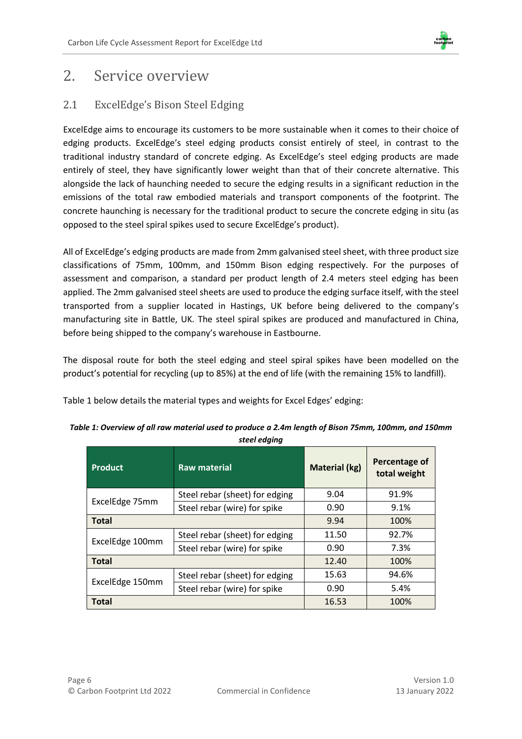# 2. Service overview

## 2.1 ExcelEdge's Bison Steel Edging

ExcelEdge aims to encourage its customers to be more sustainable when it comes to their choice of edging products. ExcelEdge's steel edging products consist entirely of steel, in contrast to the traditional industry standard of concrete edging. As ExcelEdge's steel edging products are made entirely of steel, they have significantly lower weight than that of their concrete alternative. This alongside the lack of haunching needed to secure the edging results in a significant reduction in the emissions of the total raw embodied materials and transport components of the footprint. The concrete haunching is necessary for the traditional product to secure the concrete edging in situ (as opposed to the steel spiral spikes used to secure ExcelEdge's product).

All of ExcelEdge's edging products are made from 2mm galvanised steel sheet, with three product size classifications of 75mm, 100mm, and 150mm Bison edging respectively. For the purposes of assessment and comparison, a standard per product length of 2.4 meters steel edging has been applied. The 2mm galvanised steel sheets are used to produce the edging surface itself, with the steel transported from a supplier located in Hastings, UK before being delivered to the company's manufacturing site in Battle, UK. The steel spiral spikes are produced and manufactured in China, before being shipped to the company's warehouse in Eastbourne.

The disposal route for both the steel edging and steel spiral spikes have been modelled on the product's potential for recycling (up to 85%) at the end of life (with the remaining 15% to landfill).

Table 1 below details the material types and weights for Excel Edges' edging:

***Table 1: Overview of all raw material used to produce a 2.4m length of Bison 75mm, 100mm, and 150mm steel edging***

| Product | Raw material | Material (kg) | Percentage of total weight |
|---|---|---|---|
| ExcelEdge 75mm | Steel rebar (sheet) for edging | 9.04 | 91.9% |
| | Steel rebar (wire) for spike | 0.90 | 9.1% |
| **Total** | | 9.94 | 100% |
| ExcelEdge 100mm | Steel rebar (sheet) for edging | 11.50 | 92.7% |
| | Steel rebar (wire) for spike | 0.90 | 7.3% |
| **Total** | | 12.40 | 100% |
| ExcelEdge 150mm | Steel rebar (sheet) for edging | 15.63 | 94.6% |
| | Steel rebar (wire) for spike | 0.90 | 5.4% |
| **Total** | | 16.53 | 100% |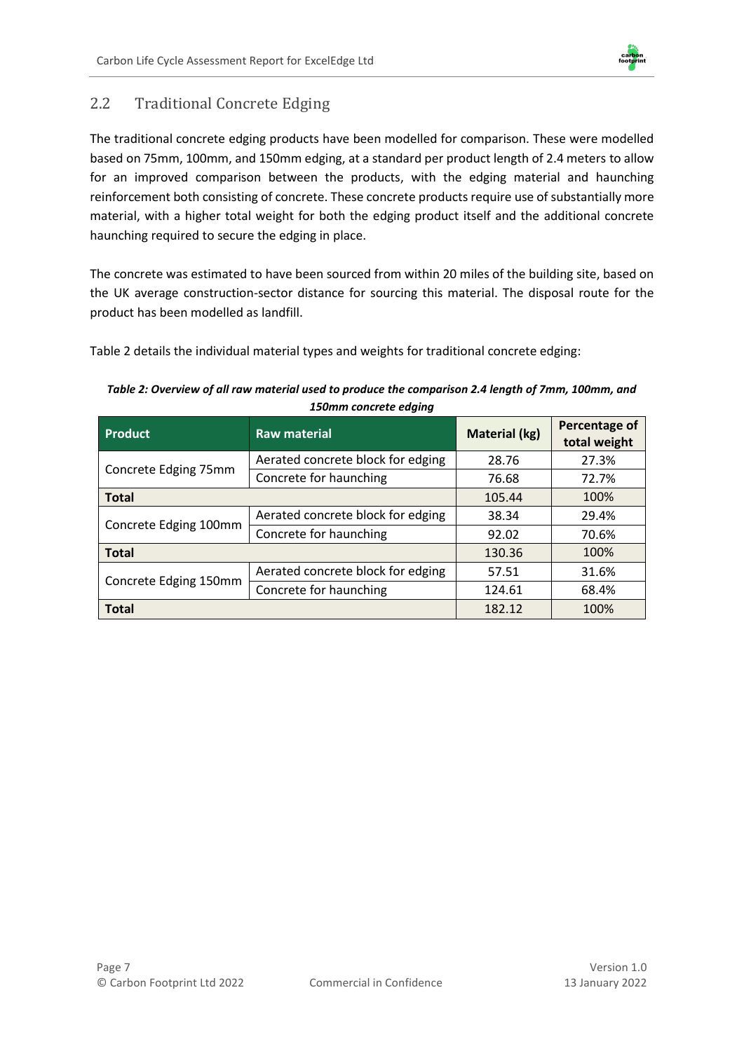## 2.2 Traditional Concrete Edging

The traditional concrete edging products have been modelled for comparison. These were modelled based on 75mm, 100mm, and 150mm edging, at a standard per product length of 2.4 meters to allow for an improved comparison between the products, with the edging material and haunching reinforcement both consisting of concrete. These concrete products require use of substantially more material, with a higher total weight for both the edging product itself and the additional concrete haunching required to secure the edging in place.

The concrete was estimated to have been sourced from within 20 miles of the building site, based on the UK average construction-sector distance for sourcing this material. The disposal route for the product has been modelled as landfill.

Table 2 details the individual material types and weights for traditional concrete edging:

***Table 2: Overview of all raw material used to produce the comparison 2.4 length of 7mm, 100mm, and 150mm concrete edging***

| Product | Raw material | Material (kg) | Percentage of total weight |
|---|---|---|---|
| Concrete Edging 75mm | Aerated concrete block for edging | 28.76 | 27.3% |
| | Concrete for haunching | 76.68 | 72.7% |
| **Total** | | 105.44 | 100% |
| Concrete Edging 100mm | Aerated concrete block for edging | 38.34 | 29.4% |
| | Concrete for haunching | 92.02 | 70.6% |
| **Total** | | 130.36 | 100% |
| Concrete Edging 150mm | Aerated concrete block for edging | 57.51 | 31.6% |
| | Concrete for haunching | 124.61 | 68.4% |
| **Total** | | 182.12 | 100% |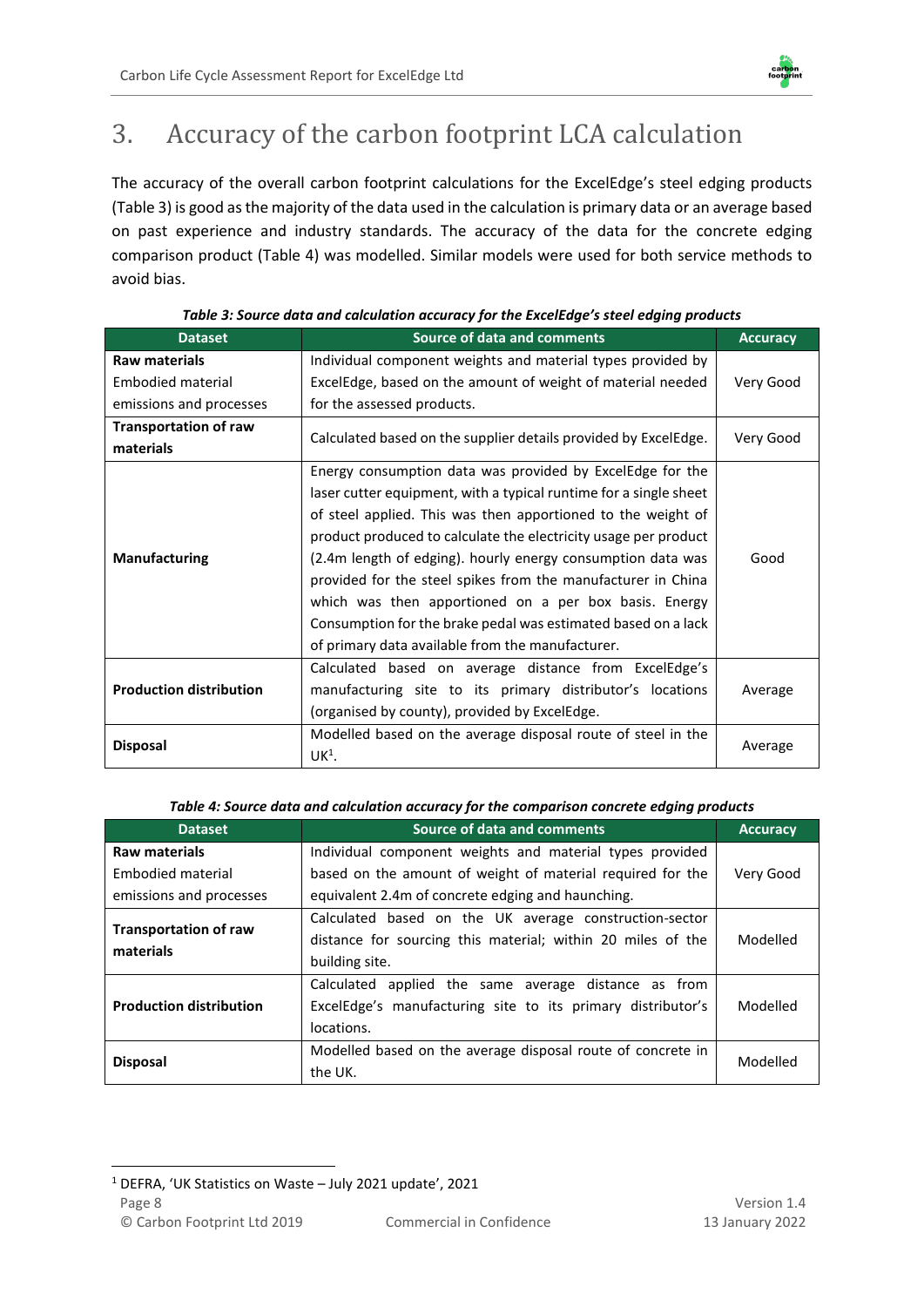# 3. Accuracy of the carbon footprint LCA calculation

The accuracy of the overall carbon footprint calculations for the ExcelEdge's steel edging products (Table 3) is good as the majority of the data used in the calculation is primary data or an average based on past experience and industry standards. The accuracy of the data for the concrete edging comparison product (Table 4) was modelled. Similar models were used for both service methods to avoid bias.

***Table 3: Source data and calculation accuracy for the ExcelEdge's steel edging products***

| Dataset | Source of data and comments | Accuracy |
|---|---|---|
| **Raw materials** Embodied material emissions and processes | Individual component weights and material types provided by ExcelEdge, based on the amount of weight of material needed for the assessed products. | Very Good |
| **Transportation of raw materials** | Calculated based on the supplier details provided by ExcelEdge. | Very Good |
| **Manufacturing** | Energy consumption data was provided by ExcelEdge for the laser cutter equipment, with a typical runtime for a single sheet of steel applied. This was then apportioned to the weight of product produced to calculate the electricity usage per product (2.4m length of edging). hourly energy consumption data was provided for the steel spikes from the manufacturer in China which was then apportioned on a per box basis. Energy Consumption for the brake pedal was estimated based on a lack of primary data available from the manufacturer. | Good |
| **Production distribution** | Calculated based on average distance from ExcelEdge's manufacturing site to its primary distributor's locations (organised by county), provided by ExcelEdge. | Average |
| **Disposal** | Modelled based on the average disposal route of steel in the UK[1]. | Average |

***Table 4: Source data and calculation accuracy for the comparison concrete edging products***

| Dataset | Source of data and comments | Accuracy |
|---|---|---|
| **Raw materials** Embodied material emissions and processes | Individual component weights and material types provided based on the amount of weight of material required for the equivalent 2.4m of concrete edging and haunching. | Very Good |
| **Transportation of raw materials** | Calculated based on the UK average construction-sector distance for sourcing this material; within 20 miles of the building site. | Modelled |
| **Production distribution** | Calculated applied the same average distance as from ExcelEdge's manufacturing site to its primary distributor's locations. | Modelled |
| **Disposal** | Modelled based on the average disposal route of concrete in the UK. | Modelled |

[1] DEFRA, 'UK Statistics on Waste – July 2021 update', 2021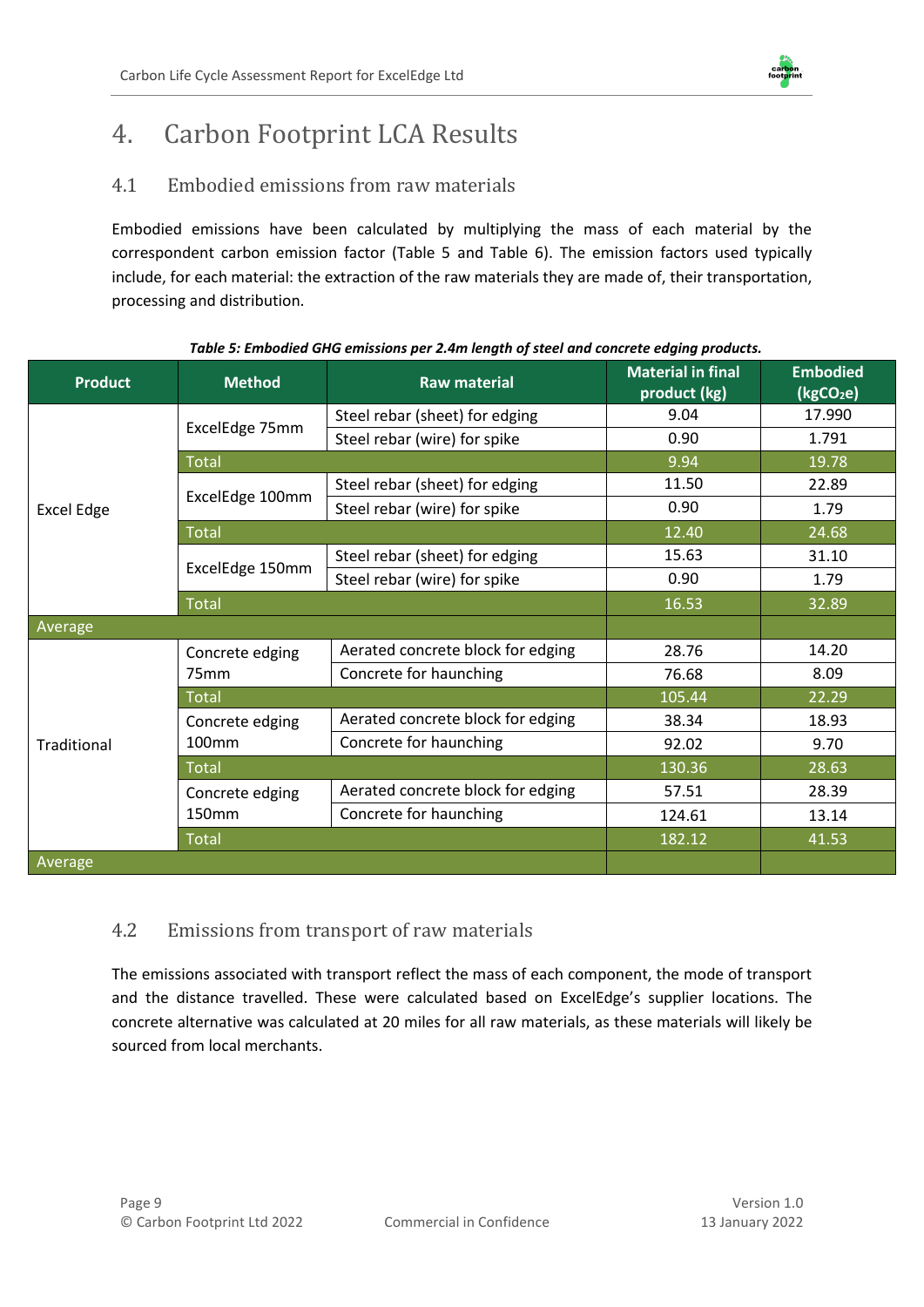# 4. Carbon Footprint LCA Results

## 4.1 Embodied emissions from raw materials

Embodied emissions have been calculated by multiplying the mass of each material by the correspondent carbon emission factor (Table 5 and Table 6). The emission factors used typically include, for each material: the extraction of the raw materials they are made of, their transportation, processing and distribution.

***Table 5: Embodied GHG emissions per 2.4m length of steel and concrete edging products.***

| Product | Method | Raw material | Material in final product (kg) | Embodied ($kgCO_2e$) |
|---|---|---|---|---|
| Excel Edge | ExcelEdge 75mm | Steel rebar (sheet) for edging | 9.04 | 17.990 |
| | | Steel rebar (wire) for spike | 0.90 | 1.791 |
| | Total | | 9.94 | 19.78 |
| | ExcelEdge 100mm | Steel rebar (sheet) for edging | 11.50 | 22.89 |
| | | Steel rebar (wire) for spike | 0.90 | 1.79 |
| | Total | | 12.40 | 24.68 |
| | ExcelEdge 150mm | Steel rebar (sheet) for edging | 15.63 | 31.10 |
| | | Steel rebar (wire) for spike | 0.90 | 1.79 |
| | Total | | 16.53 | 32.89 |
| Average | | | | |
| Traditional | Concrete edging 75mm | Aerated concrete block for edging | 28.76 | 14.20 |
| | | Concrete for haunching | 76.68 | 8.09 |
| | Total | | 105.44 | 22.29 |
| | Concrete edging 100mm | Aerated concrete block for edging | 38.34 | 18.93 |
| | | Concrete for haunching | 92.02 | 9.70 |
| | Total | | 130.36 | 28.63 |
| | Concrete edging 150mm | Aerated concrete block for edging | 57.51 | 28.39 |
| | | Concrete for haunching | 124.61 | 13.14 |
| | Total | | 182.12 | 41.53 |
| Average | | | | |

## 4.2 Emissions from transport of raw materials

The emissions associated with transport reflect the mass of each component, the mode of transport and the distance travelled. These were calculated based on ExcelEdge's supplier locations. The concrete alternative was calculated at 20 miles for all raw materials, as these materials will likely be sourced from local merchants.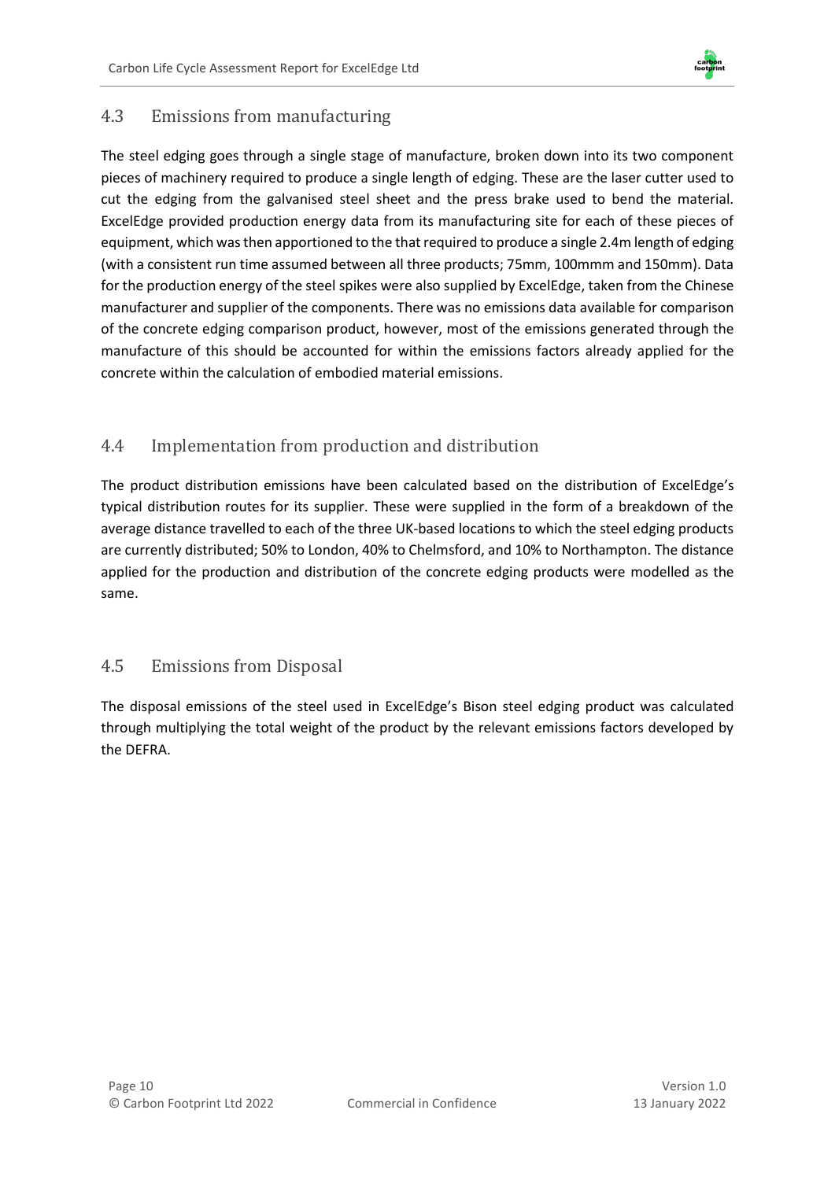## 4.3 Emissions from manufacturing

The steel edging goes through a single stage of manufacture, broken down into its two component pieces of machinery required to produce a single length of edging. These are the laser cutter used to cut the edging from the galvanised steel sheet and the press brake used to bend the material. ExcelEdge provided production energy data from its manufacturing site for each of these pieces of equipment, which was then apportioned to the that required to produce a single 2.4m length of edging (with a consistent run time assumed between all three products; 75mm, 100mmm and 150mm). Data for the production energy of the steel spikes were also supplied by ExcelEdge, taken from the Chinese manufacturer and supplier of the components. There was no emissions data available for comparison of the concrete edging comparison product, however, most of the emissions generated through the manufacture of this should be accounted for within the emissions factors already applied for the concrete within the calculation of embodied material emissions.

## 4.4 Implementation from production and distribution

The product distribution emissions have been calculated based on the distribution of ExcelEdge's typical distribution routes for its supplier. These were supplied in the form of a breakdown of the average distance travelled to each of the three UK-based locations to which the steel edging products are currently distributed; 50% to London, 40% to Chelmsford, and 10% to Northampton. The distance applied for the production and distribution of the concrete edging products were modelled as the same.

## 4.5 Emissions from Disposal

The disposal emissions of the steel used in ExcelEdge's Bison steel edging product was calculated through multiplying the total weight of the product by the relevant emissions factors developed by the DEFRA.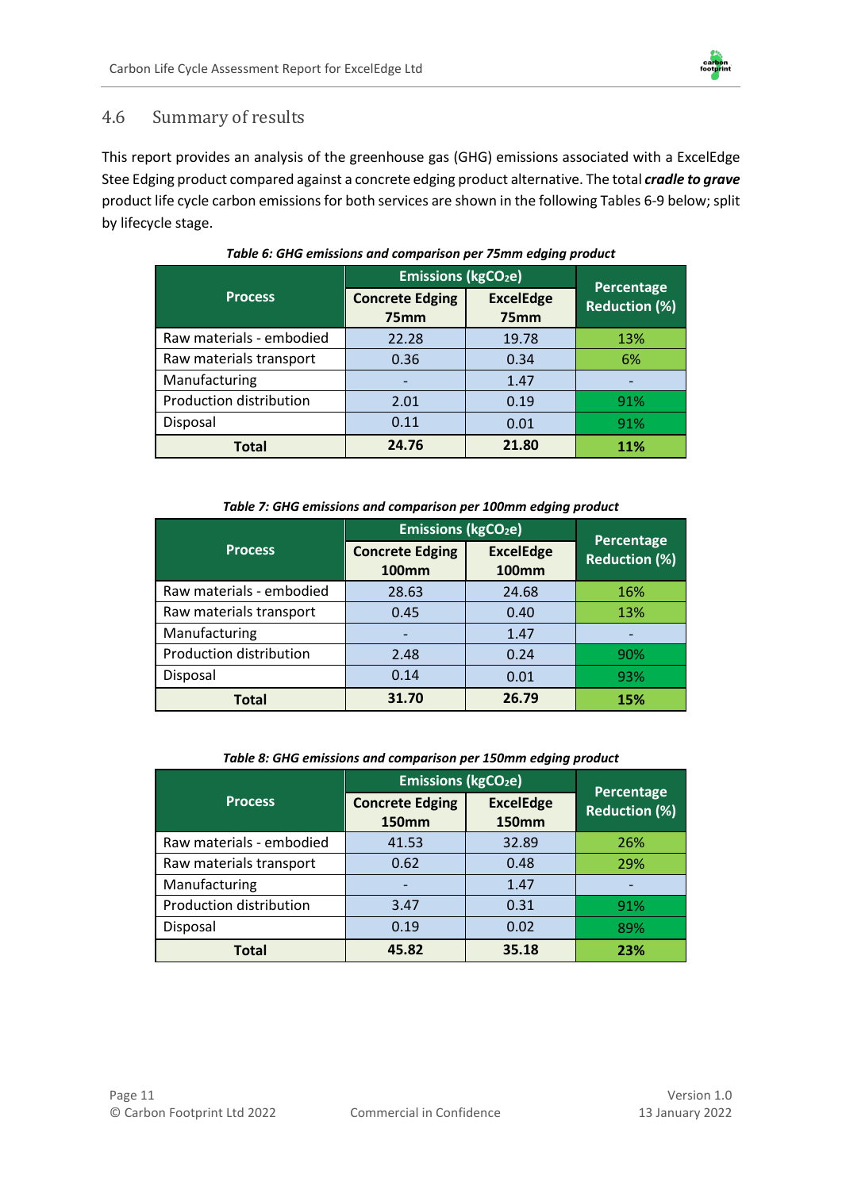## 4.6 Summary of results

This report provides an analysis of the greenhouse gas (GHG) emissions associated with a ExcelEdge Stee Edging product compared against a concrete edging product alternative. The total ***cradle to grave*** product life cycle carbon emissions for both services are shown in the following Tables 6-9 below; split by lifecycle stage.

***Table 6: GHG emissions and comparison per 75mm edging product***

| Process | Emissions ($kgCO_2e$) | | Percentage Reduction (%) |
|---|---|---|---|
| | Concrete Edging 75mm | ExcelEdge 75mm | |
| Raw materials - embodied | 22.28 | 19.78 | 13% |
| Raw materials transport | 0.36 | 0.34 | 6% |
| Manufacturing | - | 1.47 | - |
| Production distribution | 2.01 | 0.19 | 91% |
| Disposal | 0.11 | 0.01 | 91% |
| **Total** | **24.76** | **21.80** | **11%** |

***Table 7: GHG emissions and comparison per 100mm edging product***

| Process | Emissions ($kgCO_2e$) | | Percentage Reduction (%) |
|---|---|---|---|
| | Concrete Edging 100mm | ExcelEdge 100mm | |
| Raw materials - embodied | 28.63 | 24.68 | 16% |
| Raw materials transport | 0.45 | 0.40 | 13% |
| Manufacturing | - | 1.47 | - |
| Production distribution | 2.48 | 0.24 | 90% |
| Disposal | 0.14 | 0.01 | 93% |
| **Total** | **31.70** | **26.79** | **15%** |

***Table 8: GHG emissions and comparison per 150mm edging product***

| Process | Emissions ($kgCO_2e$) | | Percentage Reduction (%) |
|---|---|---|---|
| | Concrete Edging 150mm | ExcelEdge 150mm | |
| Raw materials - embodied | 41.53 | 32.89 | 26% |
| Raw materials transport | 0.62 | 0.48 | 29% |
| Manufacturing | - | 1.47 | - |
| Production distribution | 3.47 | 0.31 | 91% |
| Disposal | 0.19 | 0.02 | 89% |
| **Total** | **45.82** | **35.18** | **23%** |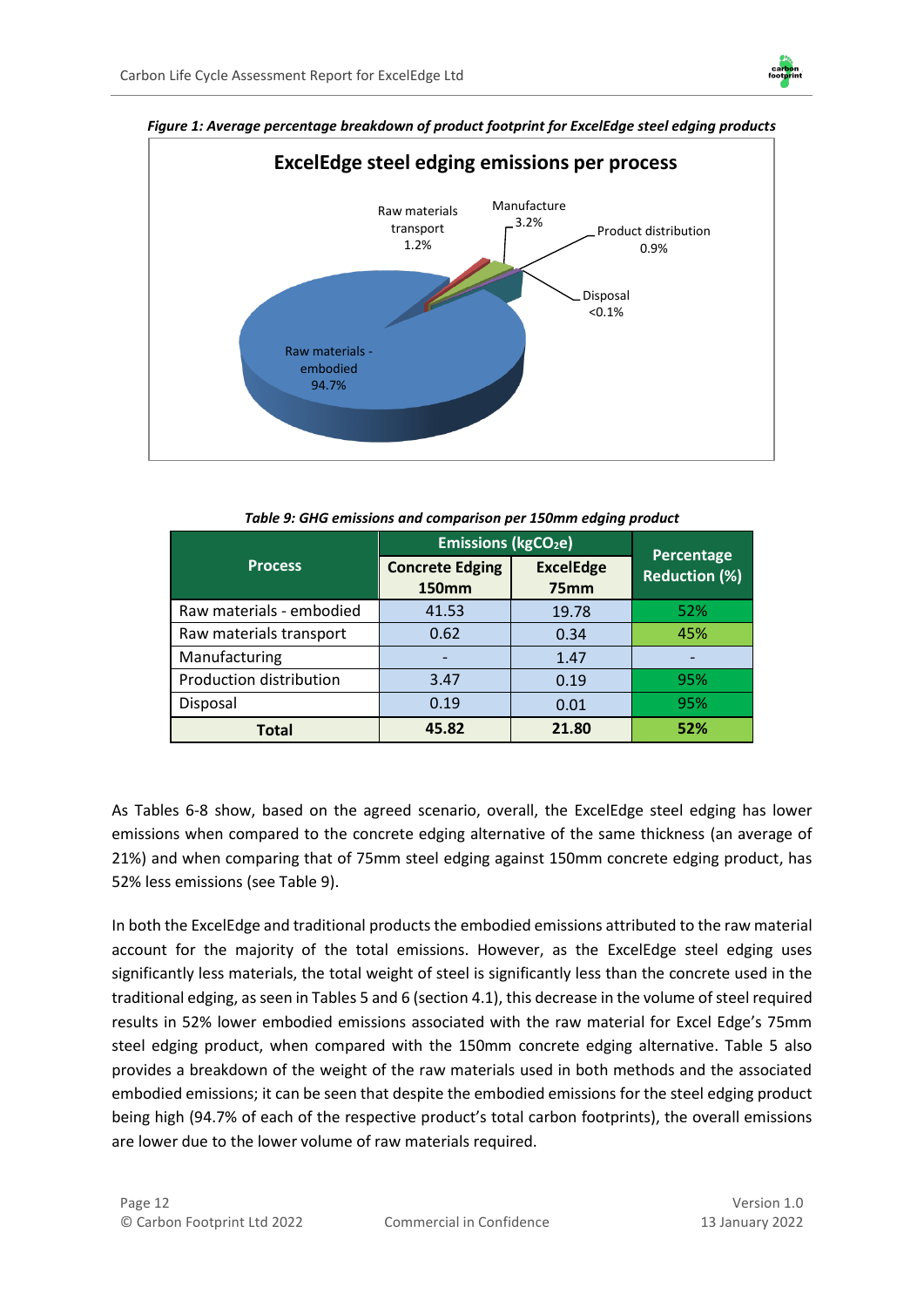*Figure 1: Average percentage breakdown of product footprint for ExcelEdge steel edging products*

**ExcelEdge steel edging emissions per process**

Raw materials transport 1.2%

Manufacture 3.2%

Product distribution 0.9%

Disposal <0.1%

Raw materials - embodied 94.7%

*Table 9: GHG emissions and comparison per 150mm edging product*

| Process | Emissions ($kgCO_2e$) | | Percentage Reduction (%) |
|---|---|---|---|
| | Concrete Edging 150mm | ExcelEdge 75mm | |
| Raw materials - embodied | 41.53 | 19.78 | 52% |
| Raw materials transport | 0.62 | 0.34 | 45% |
| Manufacturing | - | 1.47 | - |
| Production distribution | 3.47 | 0.19 | 95% |
| Disposal | 0.19 | 0.01 | 95% |
| **Total** | **45.82** | **21.80** | **52%** |

As Tables 6-8 show, based on the agreed scenario, overall, the ExcelEdge steel edging has lower emissions when compared to the concrete edging alternative of the same thickness (an average of 21%) and when comparing that of 75mm steel edging against 150mm concrete edging product, has 52% less emissions (see Table 9).

In both the ExcelEdge and traditional products the embodied emissions attributed to the raw material account for the majority of the total emissions. However, as the ExcelEdge steel edging uses significantly less materials, the total weight of steel is significantly less than the concrete used in the traditional edging, as seen in Tables 5 and 6 (section 4.1), this decrease in the volume of steel required results in 52% lower embodied emissions associated with the raw material for Excel Edge's 75mm steel edging product, when compared with the 150mm concrete edging alternative. Table 5 also provides a breakdown of the weight of the raw materials used in both methods and the associated embodied emissions; it can be seen that despite the embodied emissions for the steel edging product being high (94.7% of each of the respective product's total carbon footprints), the overall emissions are lower due to the lower volume of raw materials required.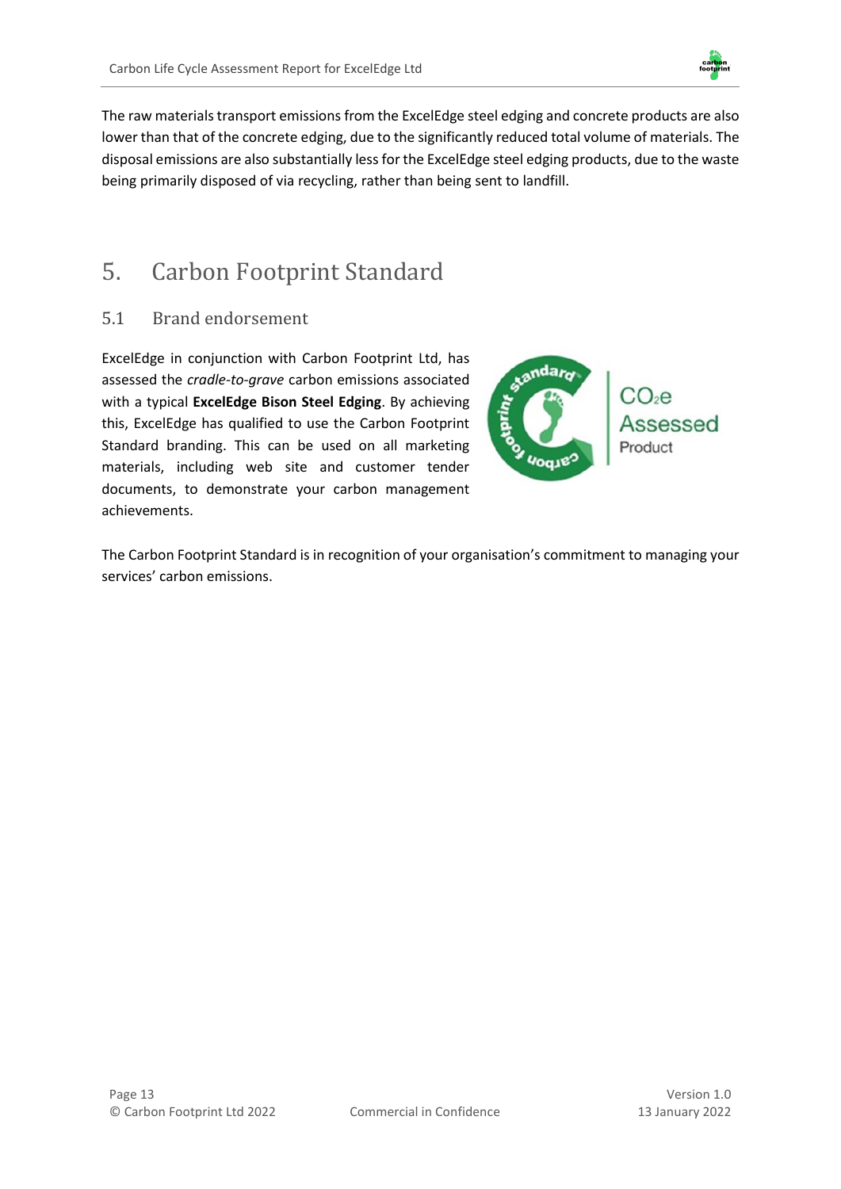The raw materials transport emissions from the ExcelEdge steel edging and concrete products are also lower than that of the concrete edging, due to the significantly reduced total volume of materials. The disposal emissions are also substantially less for the ExcelEdge steel edging products, due to the waste being primarily disposed of via recycling, rather than being sent to landfill.

# 5. Carbon Footprint Standard

## 5.1 Brand endorsement

ExcelEdge in conjunction with Carbon Footprint Ltd, has assessed the *cradle-to-grave* carbon emissions associated with a typical **ExcelEdge Bison Steel Edging**. By achieving this, ExcelEdge has qualified to use the Carbon Footprint Standard branding. This can be used on all marketing materials, including web site and customer tender documents, to demonstrate your carbon management achievements.

The Carbon Footprint Standard is in recognition of your organisation's commitment to managing your services' carbon emissions.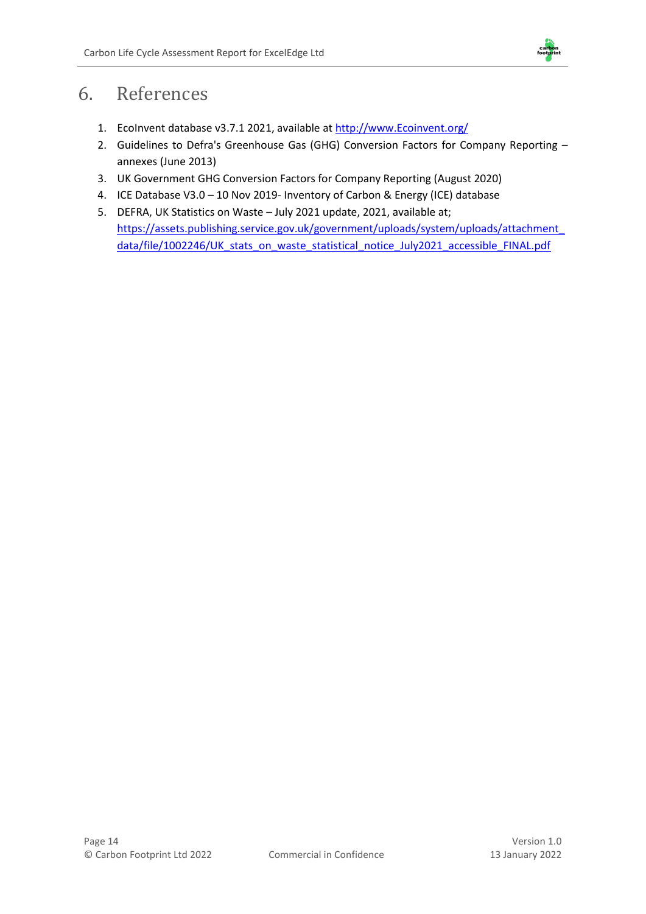# 6. References

1. EcoInvent database v3.7.1 2021, available at http://www.Ecoinvent.org/
2. Guidelines to Defra's Greenhouse Gas (GHG) Conversion Factors for Company Reporting – annexes (June 2013)
3. UK Government GHG Conversion Factors for Company Reporting (August 2020)
4. ICE Database V3.0 – 10 Nov 2019- Inventory of Carbon & Energy (ICE) database
5. DEFRA, UK Statistics on Waste – July 2021 update, 2021, available at; https://assets.publishing.service.gov.uk/government/uploads/system/uploads/attachment_data/file/1002246/UK_stats_on_waste_statistical_notice_July2021_accessible_FINAL.pdf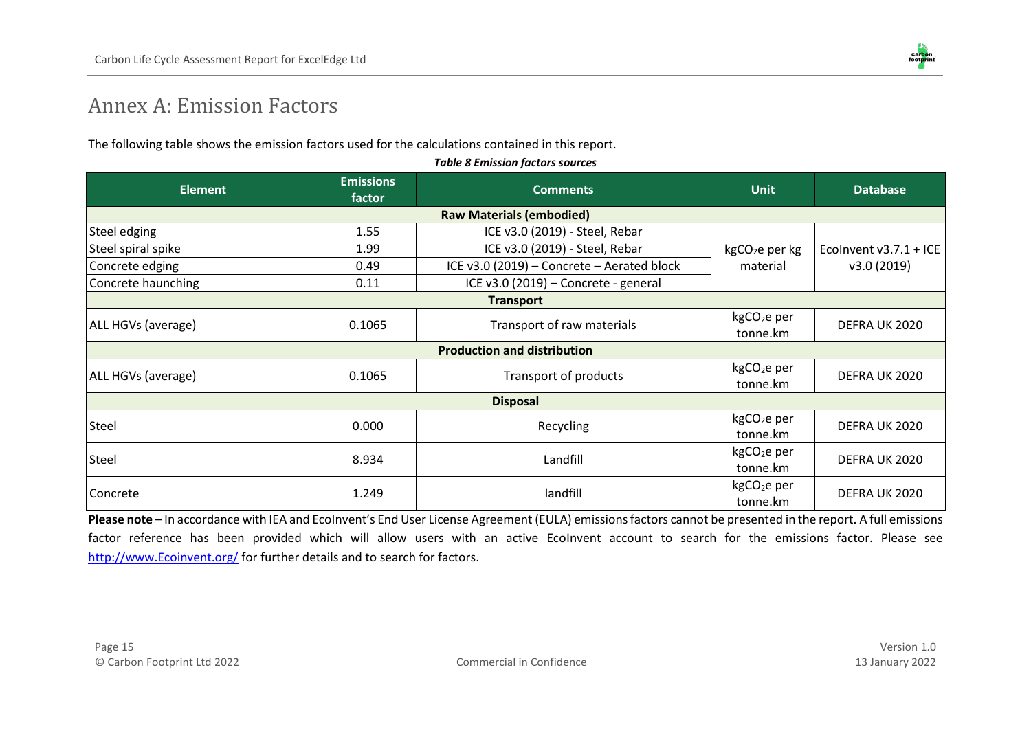# Annex A: Emission Factors

The following table shows the emission factors used for the calculations contained in this report.

***Table 8 Emission factors sources***

| Element | Emissions factor | Comments | Unit | Database |
|---|---|---|---|---|
| **Raw Materials (embodied)** | | | | |
| Steel edging | 1.55 | ICE v3.0 (2019) - Steel, Rebar | $kgCO_2e$ per kg material | EcoInvent v3.7.1 + ICE v3.0 (2019) |
| Steel spiral spike | 1.99 | ICE v3.0 (2019) - Steel, Rebar | | |
| Concrete edging | 0.49 | ICE v3.0 (2019) – Concrete – Aerated block | | |
| Concrete haunching | 0.11 | ICE v3.0 (2019) – Concrete - general | | |
| **Transport** | | | | |
| ALL HGVs (average) | 0.1065 | Transport of raw materials | $kgCO_2e$ per tonne.km | DEFRA UK 2020 |
| **Production and distribution** | | | | |
| ALL HGVs (average) | 0.1065 | Transport of products | $kgCO_2e$ per tonne.km | DEFRA UK 2020 |
| **Disposal** | | | | |
| Steel | 0.000 | Recycling | $kgCO_2e$ per tonne.km | DEFRA UK 2020 |
| Steel | 8.934 | Landfill | $kgCO_2e$ per tonne.km | DEFRA UK 2020 |
| Concrete | 1.249 | landfill | $kgCO_2e$ per tonne.km | DEFRA UK 2020 |

**Please note** – In accordance with IEA and EcoInvent's End User License Agreement (EULA) emissions factors cannot be presented in the report. A full emissions factor reference has been provided which will allow users with an active EcoInvent account to search for the emissions factor. Please see http://www.Ecoinvent.org/ for further details and to search for factors.